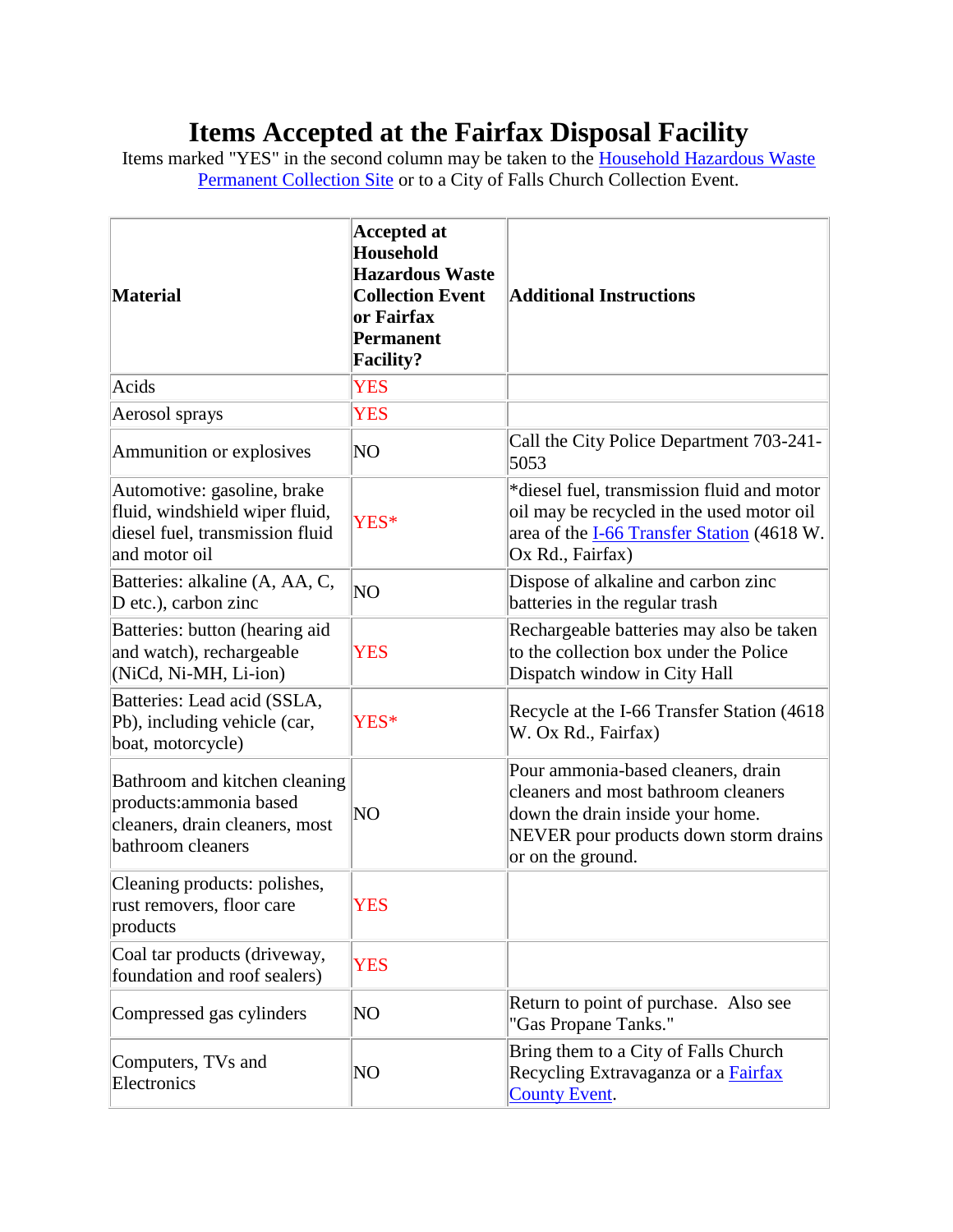# Items Accepted at the Fairfax Disposal Facility

Items marked "YES" in the second column may be taken to the Household Hazardous Waste Permanent Collection Site or to a City of Falls Church Collection Event.

| Material | Accepted at Household Hazardous Waste Collection Event or Fairfax Permanent Facility? | Additional Instructions |
|---|---|---|
| Acids | YES | |
| Aerosol sprays | YES | |
| Ammunition or explosives | NO | Call the City Police Department 703-241-5053 |
| Automotive: gasoline, brake fluid, windshield wiper fluid, diesel fuel, transmission fluid and motor oil | YES* | *diesel fuel, transmission fluid and motor oil may be recycled in the used motor oil area of the I-66 Transfer Station (4618 W. Ox Rd., Fairfax) |
| Batteries: alkaline (A, AA, C, D etc.), carbon zinc | NO | Dispose of alkaline and carbon zinc batteries in the regular trash |
| Batteries: button (hearing aid and watch), rechargeable (NiCd, Ni-MH, Li-ion) | YES | Rechargeable batteries may also be taken to the collection box under the Police Dispatch window in City Hall |
| Batteries: Lead acid (SSLA, Pb), including vehicle (car, boat, motorcycle) | YES* | Recycle at the I-66 Transfer Station (4618 W. Ox Rd., Fairfax) |
| Bathroom and kitchen cleaning products:ammonia based cleaners, drain cleaners, most bathroom cleaners | NO | Pour ammonia-based cleaners, drain cleaners and most bathroom cleaners down the drain inside your home. NEVER pour products down storm drains or on the ground. |
| Cleaning products: polishes, rust removers, floor care products | YES | |
| Coal tar products (driveway, foundation and roof sealers) | YES | |
| Compressed gas cylinders | NO | Return to point of purchase. Also see "Gas Propane Tanks." |
| Computers, TVs and Electronics | NO | Bring them to a City of Falls Church Recycling Extravaganza or a Fairfax County Event. |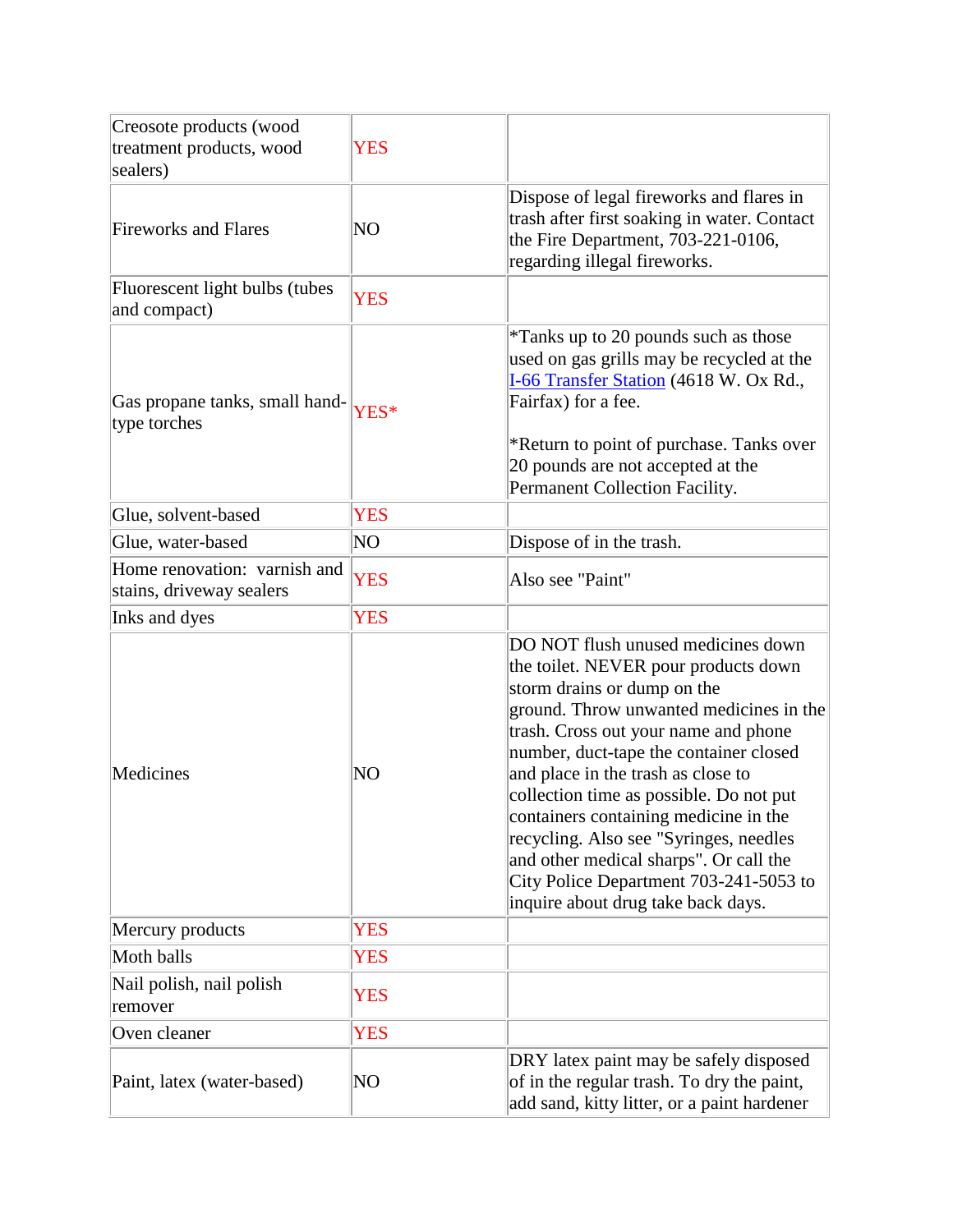| | | |
|---|---|---|
| Creosote products (wood treatment products, wood sealers) | YES | |
| Fireworks and Flares | NO | Dispose of legal fireworks and flares in trash after first soaking in water. Contact the Fire Department, 703-221-0106, regarding illegal fireworks. |
| Fluorescent light bulbs (tubes and compact) | YES | |
| Gas propane tanks, small hand-type torches | YES* | *Tanks up to 20 pounds such as those used on gas grills may be recycled at the [I-66 Transfer Station](#) (4618 W. Ox Rd., Fairfax) for a fee.<br><br>*Return to point of purchase. Tanks over 20 pounds are not accepted at the Permanent Collection Facility. |
| Glue, solvent-based | YES | |
| Glue, water-based | NO | Dispose of in the trash. |
| Home renovation: varnish and stains, driveway sealers | YES | Also see "Paint" |
| Inks and dyes | YES | |
| Medicines | NO | DO NOT flush unused medicines down the toilet. NEVER pour products down storm drains or dump on the ground. Throw unwanted medicines in the trash. Cross out your name and phone number, duct-tape the container closed and place in the trash as close to collection time as possible. Do not put containers containing medicine in the recycling. Also see "Syringes, needles and other medical sharps". Or call the City Police Department 703-241-5053 to inquire about drug take back days. |
| Mercury products | YES | |
| Moth balls | YES | |
| Nail polish, nail polish remover | YES | |
| Oven cleaner | YES | |
| Paint, latex (water-based) | NO | DRY latex paint may be safely disposed of in the regular trash. To dry the paint, add sand, kitty litter, or a paint hardener |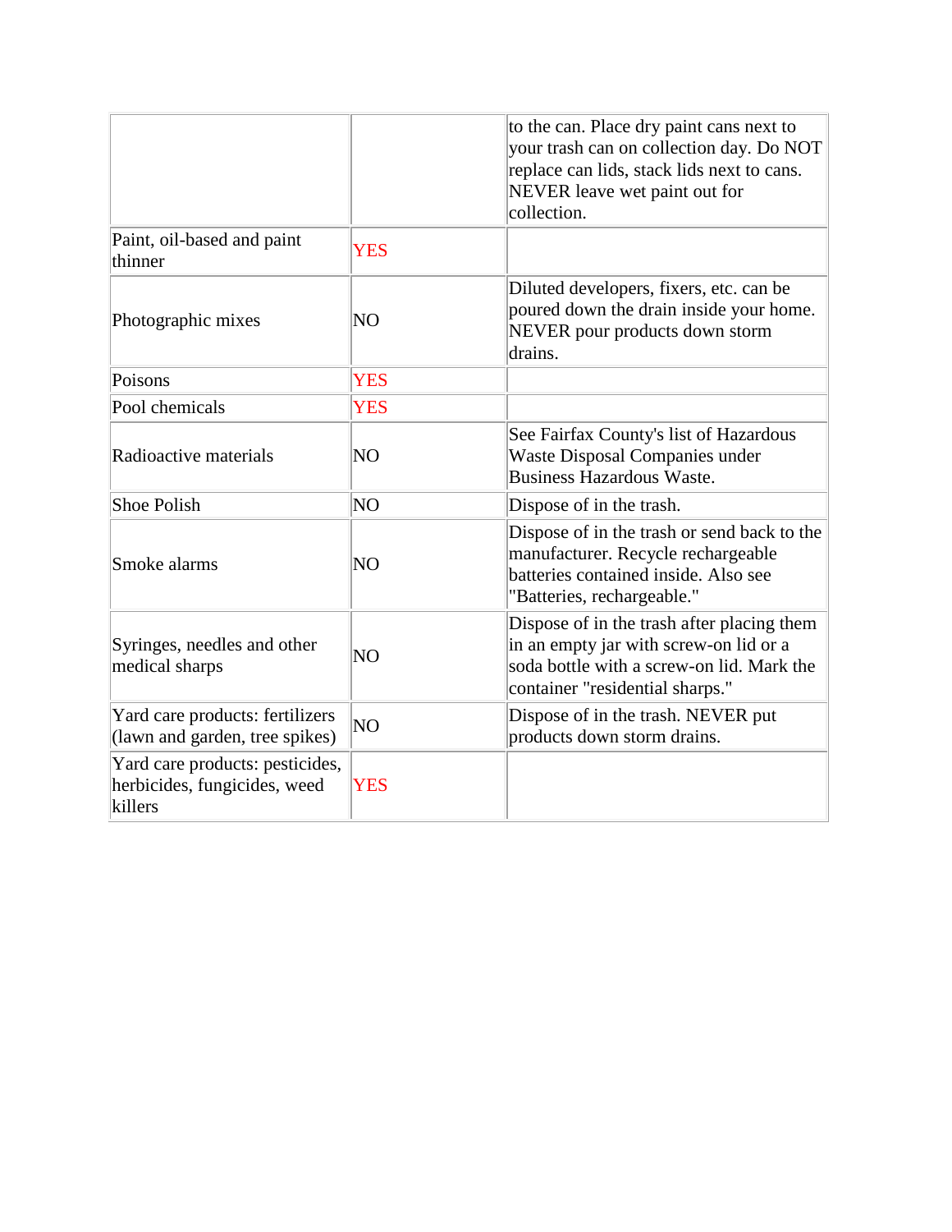| | | |
|---|---|---|
| | | to the can. Place dry paint cans next to your trash can on collection day. Do NOT replace can lids, stack lids next to cans. NEVER leave wet paint out for collection. |
| Paint, oil-based and paint thinner | YES | |
| Photographic mixes | NO | Diluted developers, fixers, etc. can be poured down the drain inside your home. NEVER pour products down storm drains. |
| Poisons | YES | |
| Pool chemicals | YES | |
| Radioactive materials | NO | See Fairfax County's list of Hazardous Waste Disposal Companies under Business Hazardous Waste. |
| Shoe Polish | NO | Dispose of in the trash. |
| Smoke alarms | NO | Dispose of in the trash or send back to the manufacturer. Recycle rechargeable batteries contained inside. Also see "Batteries, rechargeable." |
| Syringes, needles and other medical sharps | NO | Dispose of in the trash after placing them in an empty jar with screw-on lid or a soda bottle with a screw-on lid. Mark the container "residential sharps." |
| Yard care products: fertilizers (lawn and garden, tree spikes) | NO | Dispose of in the trash. NEVER put products down storm drains. |
| Yard care products: pesticides, herbicides, fungicides, weed killers | YES | |